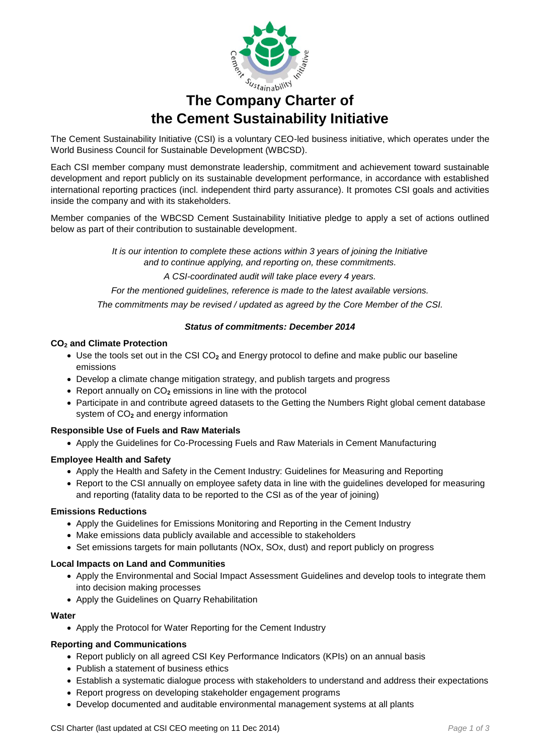# The Company Charter of the Cement Sustainability Initiative

The Cement Sustainability Initiative (CSI) is a voluntary CEO-led business initiative, which operates under the World Business Council for Sustainable Development (WBCSD).

Each CSI member company must demonstrate leadership, commitment and achievement toward sustainable development and report publicly on its sustainable development performance, in accordance with established international reporting practices (incl. independent third party assurance). It promotes CSI goals and activities inside the company and with its stakeholders.

Member companies of the WBCSD Cement Sustainability Initiative pledge to apply a set of actions outlined below as part of their contribution to sustainable development.

*It is our intention to complete these actions within 3 years of joining the Initiative and to continue applying, and reporting on, these commitments.*

*A CSI-coordinated audit will take place every 4 years.*

*For the mentioned guidelines, reference is made to the latest available versions.*

*The commitments may be revised / updated as agreed by the Core Member of the CSI.*

***Status of commitments: December 2014***

**$CO_2$ and Climate Protection**

- Use the tools set out in the CSI $CO_2$ and Energy protocol to define and make public our baseline emissions
- Develop a climate change mitigation strategy, and publish targets and progress
- Report annually on $CO_2$ emissions in line with the protocol
- Participate in and contribute agreed datasets to the Getting the Numbers Right global cement database system of $CO_2$ and energy information

**Responsible Use of Fuels and Raw Materials**

- Apply the Guidelines for Co-Processing Fuels and Raw Materials in Cement Manufacturing

**Employee Health and Safety**

- Apply the Health and Safety in the Cement Industry: Guidelines for Measuring and Reporting
- Report to the CSI annually on employee safety data in line with the guidelines developed for measuring and reporting (fatality data to be reported to the CSI as of the year of joining)

**Emissions Reductions**

- Apply the Guidelines for Emissions Monitoring and Reporting in the Cement Industry
- Make emissions data publicly available and accessible to stakeholders
- Set emissions targets for main pollutants (NOx, SOx, dust) and report publicly on progress

**Local Impacts on Land and Communities**

- Apply the Environmental and Social Impact Assessment Guidelines and develop tools to integrate them into decision making processes
- Apply the Guidelines on Quarry Rehabilitation

**Water**

- Apply the Protocol for Water Reporting for the Cement Industry

**Reporting and Communications**

- Report publicly on all agreed CSI Key Performance Indicators (KPIs) on an annual basis
- Publish a statement of business ethics
- Establish a systematic dialogue process with stakeholders to understand and address their expectations
- Report progress on developing stakeholder engagement programs
- Develop documented and auditable environmental management systems at all plants

CSI Charter (last updated at CSI CEO meeting on 11 Dec 2014)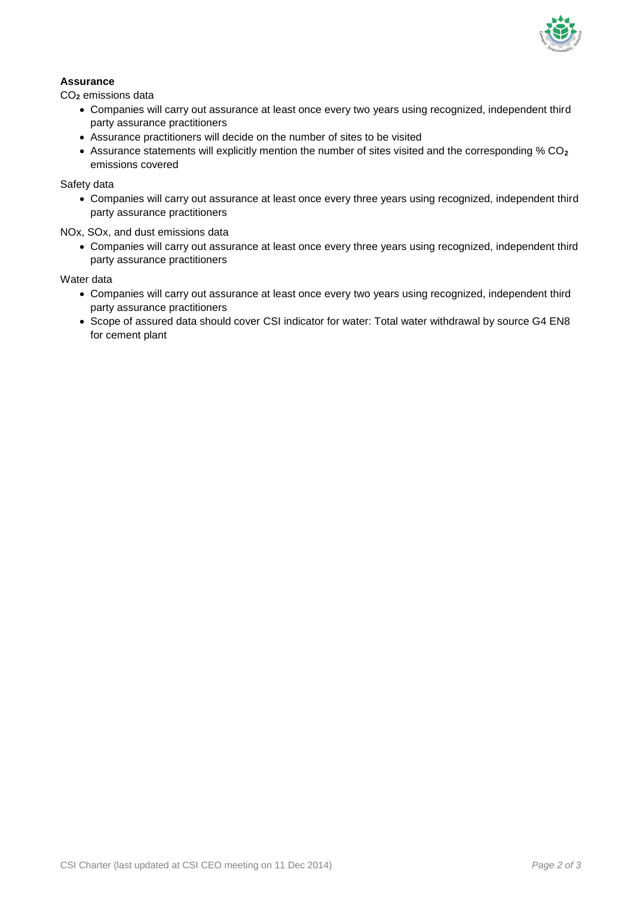**Assurance**

$CO_2$ emissions data

- Companies will carry out assurance at least once every two years using recognized, independent third party assurance practitioners
- Assurance practitioners will decide on the number of sites to be visited
- Assurance statements will explicitly mention the number of sites visited and the corresponding % $CO_2$ emissions covered

Safety data

- Companies will carry out assurance at least once every three years using recognized, independent third party assurance practitioners

NOx, SOx, and dust emissions data

- Companies will carry out assurance at least once every three years using recognized, independent third party assurance practitioners

Water data

- Companies will carry out assurance at least once every two years using recognized, independent third party assurance practitioners
- Scope of assured data should cover CSI indicator for water: Total water withdrawal by source G4 EN8 for cement plant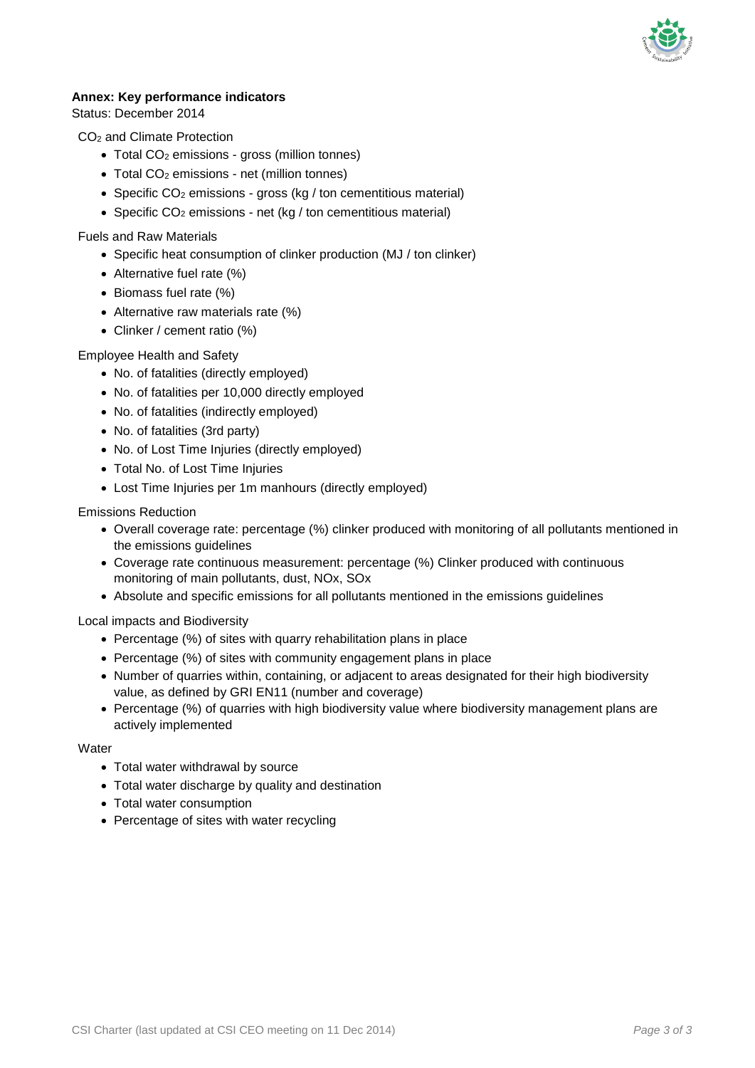**Annex: Key performance indicators**

Status: December 2014

$CO_2$ and Climate Protection

- Total $CO_2$ emissions - gross (million tonnes)
- Total $CO_2$ emissions - net (million tonnes)
- Specific $CO_2$ emissions - gross (kg / ton cementitious material)
- Specific $CO_2$ emissions - net (kg / ton cementitious material)

Fuels and Raw Materials

- Specific heat consumption of clinker production (MJ / ton clinker)
- Alternative fuel rate (%)
- Biomass fuel rate (%)
- Alternative raw materials rate (%)
- Clinker / cement ratio (%)

Employee Health and Safety

- No. of fatalities (directly employed)
- No. of fatalities per 10,000 directly employed
- No. of fatalities (indirectly employed)
- No. of fatalities (3rd party)
- No. of Lost Time Injuries (directly employed)
- Total No. of Lost Time Injuries
- Lost Time Injuries per 1m manhours (directly employed)

Emissions Reduction

- Overall coverage rate: percentage (%) clinker produced with monitoring of all pollutants mentioned in the emissions guidelines
- Coverage rate continuous measurement: percentage (%) Clinker produced with continuous monitoring of main pollutants, dust, NOx, SOx
- Absolute and specific emissions for all pollutants mentioned in the emissions guidelines

Local impacts and Biodiversity

- Percentage (%) of sites with quarry rehabilitation plans in place
- Percentage (%) of sites with community engagement plans in place
- Number of quarries within, containing, or adjacent to areas designated for their high biodiversity value, as defined by GRI EN11 (number and coverage)
- Percentage (%) of quarries with high biodiversity value where biodiversity management plans are actively implemented

Water

- Total water withdrawal by source
- Total water discharge by quality and destination
- Total water consumption
- Percentage of sites with water recycling